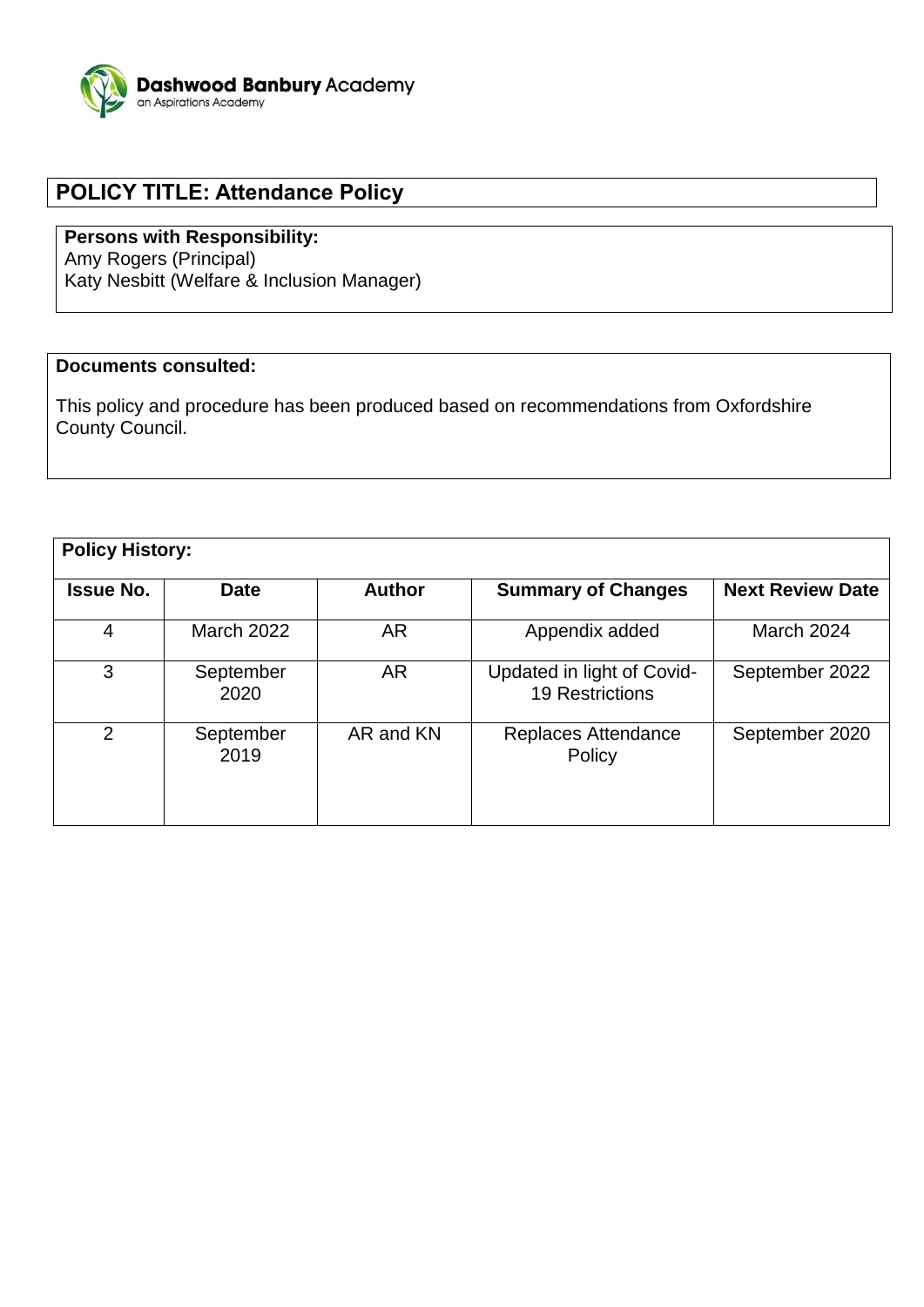Dashwood Banbury Academy
an Aspirations Academy

# POLICY TITLE: Attendance Policy

**Persons with Responsibility:**
Amy Rogers (Principal)
Katy Nesbitt (Welfare & Inclusion Manager)

**Documents consulted:**

This policy and procedure has been produced based on recommendations from Oxfordshire County Council.

**Policy History:**

| Issue No. | Date | Author | Summary of Changes | Next Review Date |
|---|---|---|---|---|
| 4 | March 2022 | AR | Appendix added | March 2024 |
| 3 | September 2020 | AR | Updated in light of Covid-19 Restrictions | September 2022 |
| 2 | September 2019 | AR and KN | Replaces Attendance Policy | September 2020 |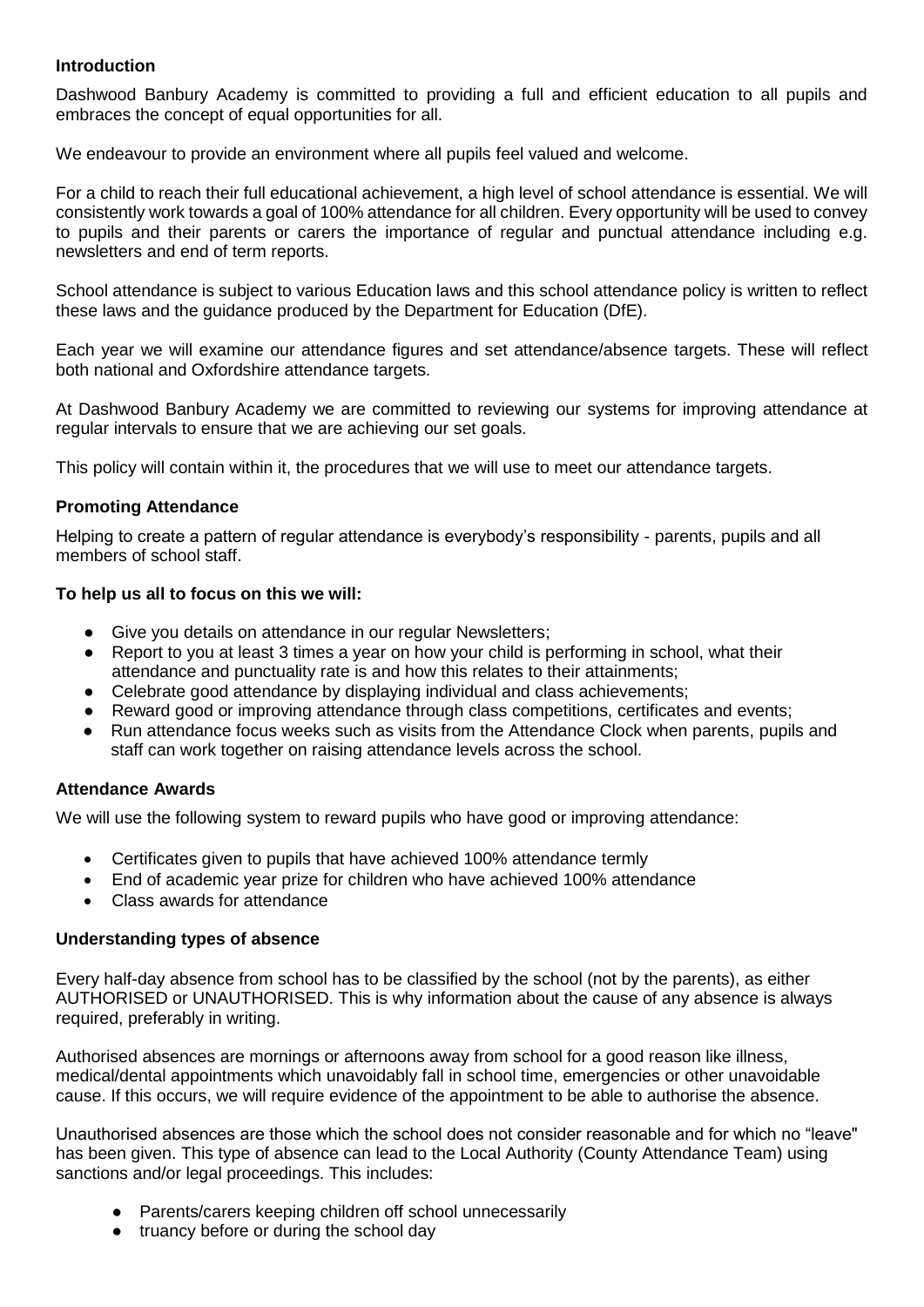## Introduction

Dashwood Banbury Academy is committed to providing a full and efficient education to all pupils and embraces the concept of equal opportunities for all.

We endeavour to provide an environment where all pupils feel valued and welcome.

For a child to reach their full educational achievement, a high level of school attendance is essential. We will consistently work towards a goal of 100% attendance for all children. Every opportunity will be used to convey to pupils and their parents or carers the importance of regular and punctual attendance including e.g. newsletters and end of term reports.

School attendance is subject to various Education laws and this school attendance policy is written to reflect these laws and the guidance produced by the Department for Education (DfE).

Each year we will examine our attendance figures and set attendance/absence targets. These will reflect both national and Oxfordshire attendance targets.

At Dashwood Banbury Academy we are committed to reviewing our systems for improving attendance at regular intervals to ensure that we are achieving our set goals.

This policy will contain within it, the procedures that we will use to meet our attendance targets.

## Promoting Attendance

Helping to create a pattern of regular attendance is everybody's responsibility - parents, pupils and all members of school staff.

### To help us all to focus on this we will:

- Give you details on attendance in our regular Newsletters;
- Report to you at least 3 times a year on how your child is performing in school, what their attendance and punctuality rate is and how this relates to their attainments;
- Celebrate good attendance by displaying individual and class achievements;
- Reward good or improving attendance through class competitions, certificates and events;
- Run attendance focus weeks such as visits from the Attendance Clock when parents, pupils and staff can work together on raising attendance levels across the school.

## Attendance Awards

We will use the following system to reward pupils who have good or improving attendance:

- Certificates given to pupils that have achieved 100% attendance termly
- End of academic year prize for children who have achieved 100% attendance
- Class awards for attendance

## Understanding types of absence

Every half-day absence from school has to be classified by the school (not by the parents), as either AUTHORISED or UNAUTHORISED. This is why information about the cause of any absence is always required, preferably in writing.

Authorised absences are mornings or afternoons away from school for a good reason like illness, medical/dental appointments which unavoidably fall in school time, emergencies or other unavoidable cause. If this occurs, we will require evidence of the appointment to be able to authorise the absence.

Unauthorised absences are those which the school does not consider reasonable and for which no "leave" has been given. This type of absence can lead to the Local Authority (County Attendance Team) using sanctions and/or legal proceedings. This includes:

- Parents/carers keeping children off school unnecessarily
- truancy before or during the school day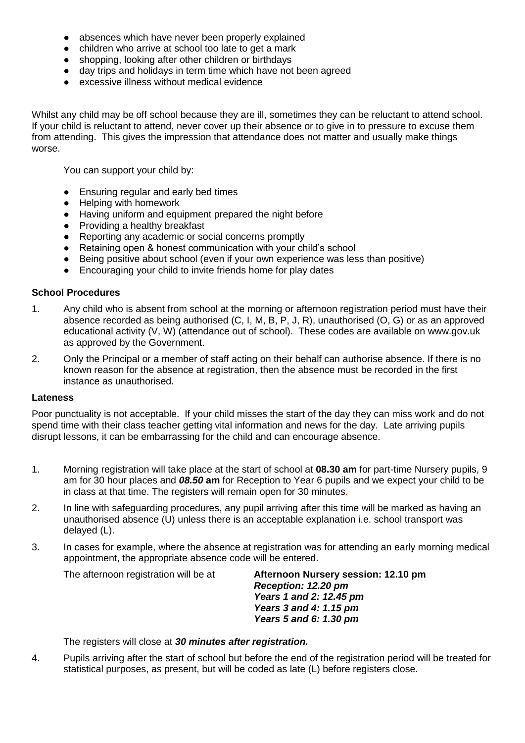- absences which have never been properly explained
- children who arrive at school too late to get a mark
- shopping, looking after other children or birthdays
- day trips and holidays in term time which have not been agreed
- excessive illness without medical evidence

Whilst any child may be off school because they are ill, sometimes they can be reluctant to attend school. If your child is reluctant to attend, never cover up their absence or to give in to pressure to excuse them from attending. This gives the impression that attendance does not matter and usually make things worse.

You can support your child by:

- Ensuring regular and early bed times
- Helping with homework
- Having uniform and equipment prepared the night before
- Providing a healthy breakfast
- Reporting any academic or social concerns promptly
- Retaining open & honest communication with your child's school
- Being positive about school (even if your own experience was less than positive)
- Encouraging your child to invite friends home for play dates

**School Procedures**

1. Any child who is absent from school at the morning or afternoon registration period must have their absence recorded as being authorised (C, I, M, B, P, J, R), unauthorised (O, G) or as an approved educational activity (V, W) (attendance out of school). These codes are available on www.gov.uk as approved by the Government.
2. Only the Principal or a member of staff acting on their behalf can authorise absence. If there is no known reason for the absence at registration, then the absence must be recorded in the first instance as unauthorised.

**Lateness**

Poor punctuality is not acceptable. If your child misses the start of the day they can miss work and do not spend time with their class teacher getting vital information and news for the day. Late arriving pupils disrupt lessons, it can be embarrassing for the child and can encourage absence.

1. Morning registration will take place at the start of school at **08.30 am** for part-time Nursery pupils, 9 am for 30 hour places and ***08.50*** **am** for Reception to Year 6 pupils and we expect your child to be in class at that time. The registers will remain open for 30 minutes.
2. In line with safeguarding procedures, any pupil arriving after this time will be marked as having an unauthorised absence (U) unless there is an acceptable explanation i.e. school transport was delayed (L).
3. In cases for example, where the absence at registration was for attending an early morning medical appointment, the appropriate absence code will be entered.

   The afternoon registration will be at **Afternoon Nursery session: 12.10 pm**
   ***Reception: 12.20 pm***
   ***Years 1 and 2: 12.45 pm***
   ***Years 3 and 4: 1.15 pm***
   ***Years 5 and 6: 1.30 pm***

   The registers will close at ***30 minutes after registration.***

4. Pupils arriving after the start of school but before the end of the registration period will be treated for statistical purposes, as present, but will be coded as late (L) before registers close.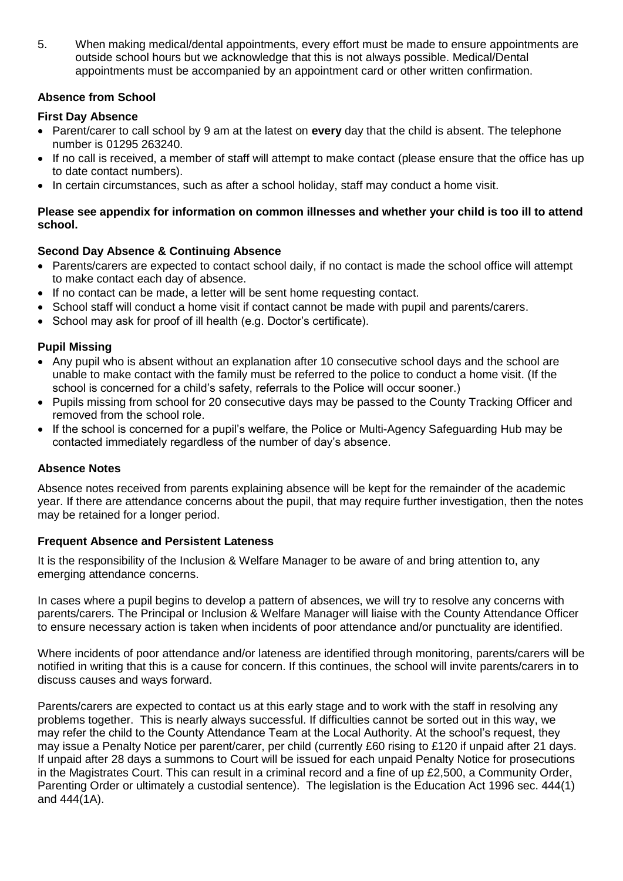5. When making medical/dental appointments, every effort must be made to ensure appointments are outside school hours but we acknowledge that this is not always possible. Medical/Dental appointments must be accompanied by an appointment card or other written confirmation.

### Absence from School

#### First Day Absence

- Parent/carer to call school by 9 am at the latest on **every** day that the child is absent. The telephone number is 01295 263240.
- If no call is received, a member of staff will attempt to make contact (please ensure that the office has up to date contact numbers).
- In certain circumstances, such as after a school holiday, staff may conduct a home visit.

**Please see appendix for information on common illnesses and whether your child is too ill to attend school.**

#### Second Day Absence & Continuing Absence

- Parents/carers are expected to contact school daily, if no contact is made the school office will attempt to make contact each day of absence.
- If no contact can be made, a letter will be sent home requesting contact.
- School staff will conduct a home visit if contact cannot be made with pupil and parents/carers.
- School may ask for proof of ill health (e.g. Doctor's certificate).

#### Pupil Missing

- Any pupil who is absent without an explanation after 10 consecutive school days and the school are unable to make contact with the family must be referred to the police to conduct a home visit. (If the school is concerned for a child's safety, referrals to the Police will occur sooner.)
- Pupils missing from school for 20 consecutive days may be passed to the County Tracking Officer and removed from the school role.
- If the school is concerned for a pupil's welfare, the Police or Multi-Agency Safeguarding Hub may be contacted immediately regardless of the number of day's absence.

### Absence Notes

Absence notes received from parents explaining absence will be kept for the remainder of the academic year. If there are attendance concerns about the pupil, that may require further investigation, then the notes may be retained for a longer period.

### Frequent Absence and Persistent Lateness

It is the responsibility of the Inclusion & Welfare Manager to be aware of and bring attention to, any emerging attendance concerns.

In cases where a pupil begins to develop a pattern of absences, we will try to resolve any concerns with parents/carers. The Principal or Inclusion & Welfare Manager will liaise with the County Attendance Officer to ensure necessary action is taken when incidents of poor attendance and/or punctuality are identified.

Where incidents of poor attendance and/or lateness are identified through monitoring, parents/carers will be notified in writing that this is a cause for concern. If this continues, the school will invite parents/carers in to discuss causes and ways forward.

Parents/carers are expected to contact us at this early stage and to work with the staff in resolving any problems together. This is nearly always successful. If difficulties cannot be sorted out in this way, we may refer the child to the County Attendance Team at the Local Authority. At the school's request, they may issue a Penalty Notice per parent/carer, per child (currently £60 rising to £120 if unpaid after 21 days. If unpaid after 28 days a summons to Court will be issued for each unpaid Penalty Notice for prosecutions in the Magistrates Court. This can result in a criminal record and a fine of up £2,500, a Community Order, Parenting Order or ultimately a custodial sentence). The legislation is the Education Act 1996 sec. 444(1) and 444(1A).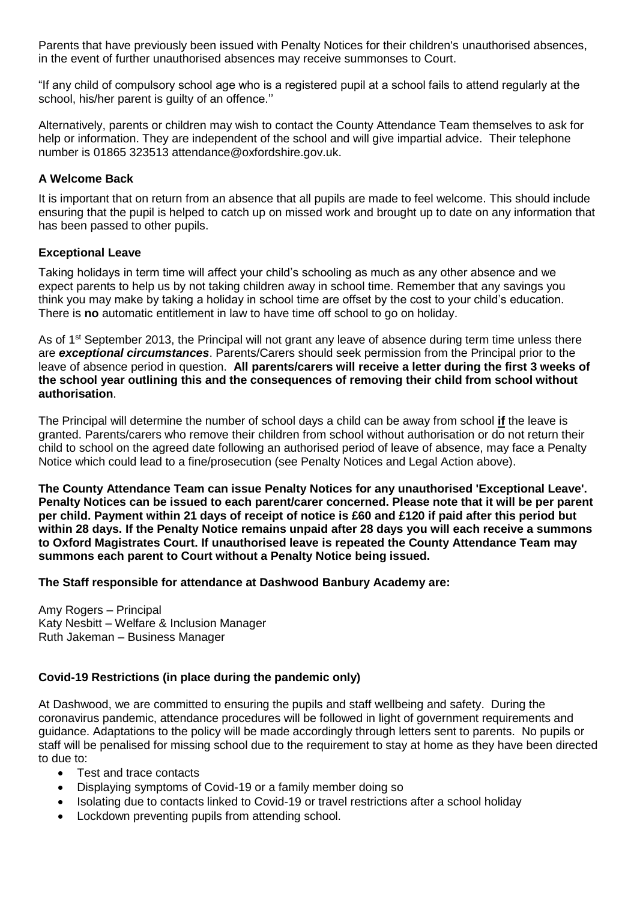Parents that have previously been issued with Penalty Notices for their children's unauthorised absences, in the event of further unauthorised absences may receive summonses to Court.

"If any child of compulsory school age who is a registered pupil at a school fails to attend regularly at the school, his/her parent is guilty of an offence.''

Alternatively, parents or children may wish to contact the County Attendance Team themselves to ask for help or information. They are independent of the school and will give impartial advice. Their telephone number is 01865 323513 attendance@oxfordshire.gov.uk.

### A Welcome Back

It is important that on return from an absence that all pupils are made to feel welcome. This should include ensuring that the pupil is helped to catch up on missed work and brought up to date on any information that has been passed to other pupils.

### Exceptional Leave

Taking holidays in term time will affect your child's schooling as much as any other absence and we expect parents to help us by not taking children away in school time. Remember that any savings you think you may make by taking a holiday in school time are offset by the cost to your child's education. There is **no** automatic entitlement in law to have time off school to go on holiday.

As of 1st September 2013, the Principal will not grant any leave of absence during term time unless there are ***exceptional circumstances***. Parents/Carers should seek permission from the Principal prior to the leave of absence period in question. **All parents/carers will receive a letter during the first 3 weeks of the school year outlining this and the consequences of removing their child from school without authorisation**.

The Principal will determine the number of school days a child can be away from school **if** the leave is granted. Parents/carers who remove their children from school without authorisation or do not return their child to school on the agreed date following an authorised period of leave of absence, may face a Penalty Notice which could lead to a fine/prosecution (see Penalty Notices and Legal Action above).

**The County Attendance Team can issue Penalty Notices for any unauthorised 'Exceptional Leave'. Penalty Notices can be issued to each parent/carer concerned. Please note that it will be per parent per child. Payment within 21 days of receipt of notice is £60 and £120 if paid after this period but within 28 days. If the Penalty Notice remains unpaid after 28 days you will each receive a summons to Oxford Magistrates Court. If unauthorised leave is repeated the County Attendance Team may summons each parent to Court without a Penalty Notice being issued.**

**The Staff responsible for attendance at Dashwood Banbury Academy are:**

Amy Rogers – Principal
Katy Nesbitt – Welfare & Inclusion Manager
Ruth Jakeman – Business Manager

### Covid-19 Restrictions (in place during the pandemic only)

At Dashwood, we are committed to ensuring the pupils and staff wellbeing and safety. During the coronavirus pandemic, attendance procedures will be followed in light of government requirements and guidance. Adaptations to the policy will be made accordingly through letters sent to parents. No pupils or staff will be penalised for missing school due to the requirement to stay at home as they have been directed to due to:

- Test and trace contacts
- Displaying symptoms of Covid-19 or a family member doing so
- Isolating due to contacts linked to Covid-19 or travel restrictions after a school holiday
- Lockdown preventing pupils from attending school.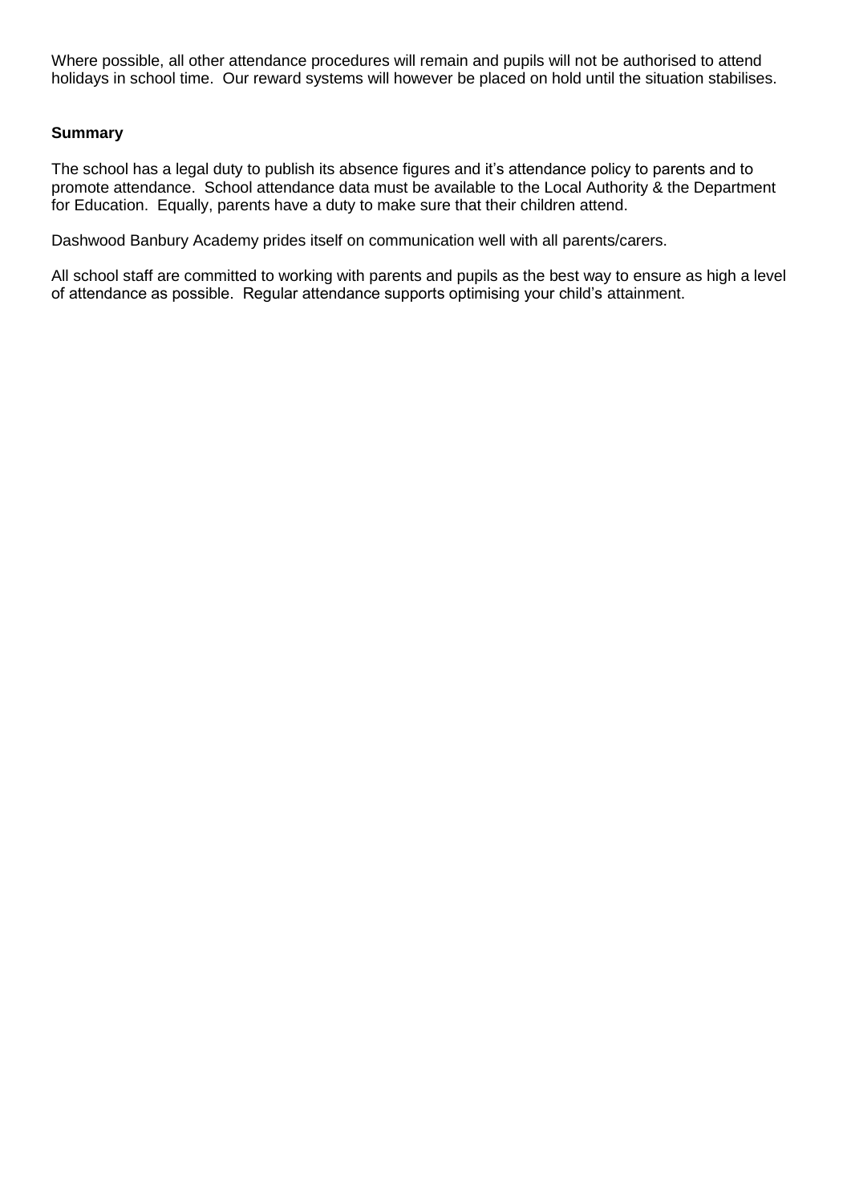Where possible, all other attendance procedures will remain and pupils will not be authorised to attend holidays in school time. Our reward systems will however be placed on hold until the situation stabilises.

**Summary**

The school has a legal duty to publish its absence figures and it's attendance policy to parents and to promote attendance. School attendance data must be available to the Local Authority & the Department for Education. Equally, parents have a duty to make sure that their children attend.

Dashwood Banbury Academy prides itself on communication well with all parents/carers.

All school staff are committed to working with parents and pupils as the best way to ensure as high a level of attendance as possible. Regular attendance supports optimising your child's attainment.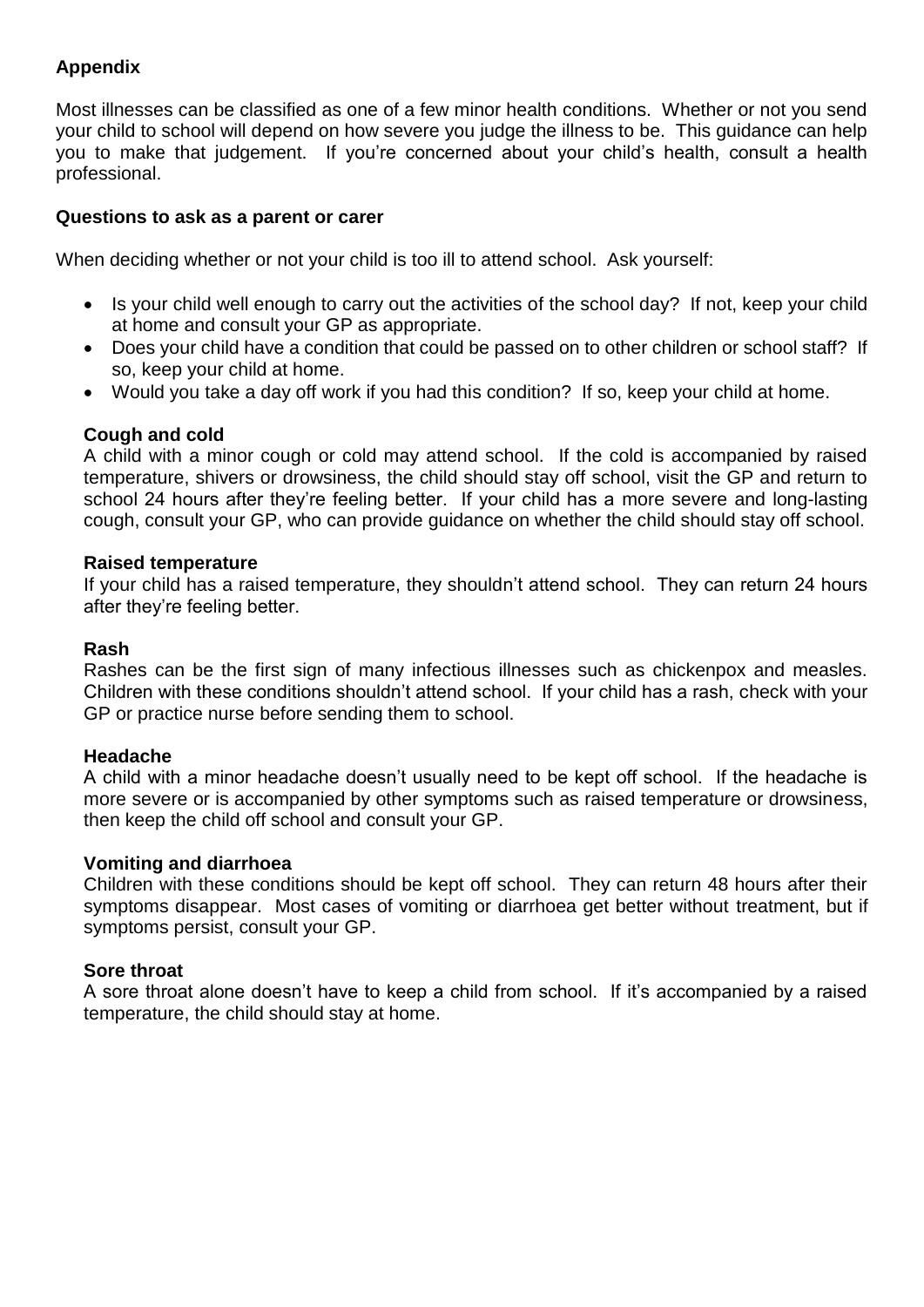## Appendix

Most illnesses can be classified as one of a few minor health conditions. Whether or not you send your child to school will depend on how severe you judge the illness to be. This guidance can help you to make that judgement. If you're concerned about your child's health, consult a health professional.

### Questions to ask as a parent or carer

When deciding whether or not your child is too ill to attend school. Ask yourself:

- Is your child well enough to carry out the activities of the school day? If not, keep your child at home and consult your GP as appropriate.
- Does your child have a condition that could be passed on to other children or school staff? If so, keep your child at home.
- Would you take a day off work if you had this condition? If so, keep your child at home.

**Cough and cold**
A child with a minor cough or cold may attend school. If the cold is accompanied by raised temperature, shivers or drowsiness, the child should stay off school, visit the GP and return to school 24 hours after they're feeling better. If your child has a more severe and long-lasting cough, consult your GP, who can provide guidance on whether the child should stay off school.

**Raised temperature**
If your child has a raised temperature, they shouldn't attend school. They can return 24 hours after they're feeling better.

**Rash**
Rashes can be the first sign of many infectious illnesses such as chickenpox and measles. Children with these conditions shouldn't attend school. If your child has a rash, check with your GP or practice nurse before sending them to school.

**Headache**
A child with a minor headache doesn't usually need to be kept off school. If the headache is more severe or is accompanied by other symptoms such as raised temperature or drowsiness, then keep the child off school and consult your GP.

**Vomiting and diarrhoea**
Children with these conditions should be kept off school. They can return 48 hours after their symptoms disappear. Most cases of vomiting or diarrhoea get better without treatment, but if symptoms persist, consult your GP.

**Sore throat**
A sore throat alone doesn't have to keep a child from school. If it's accompanied by a raised temperature, the child should stay at home.